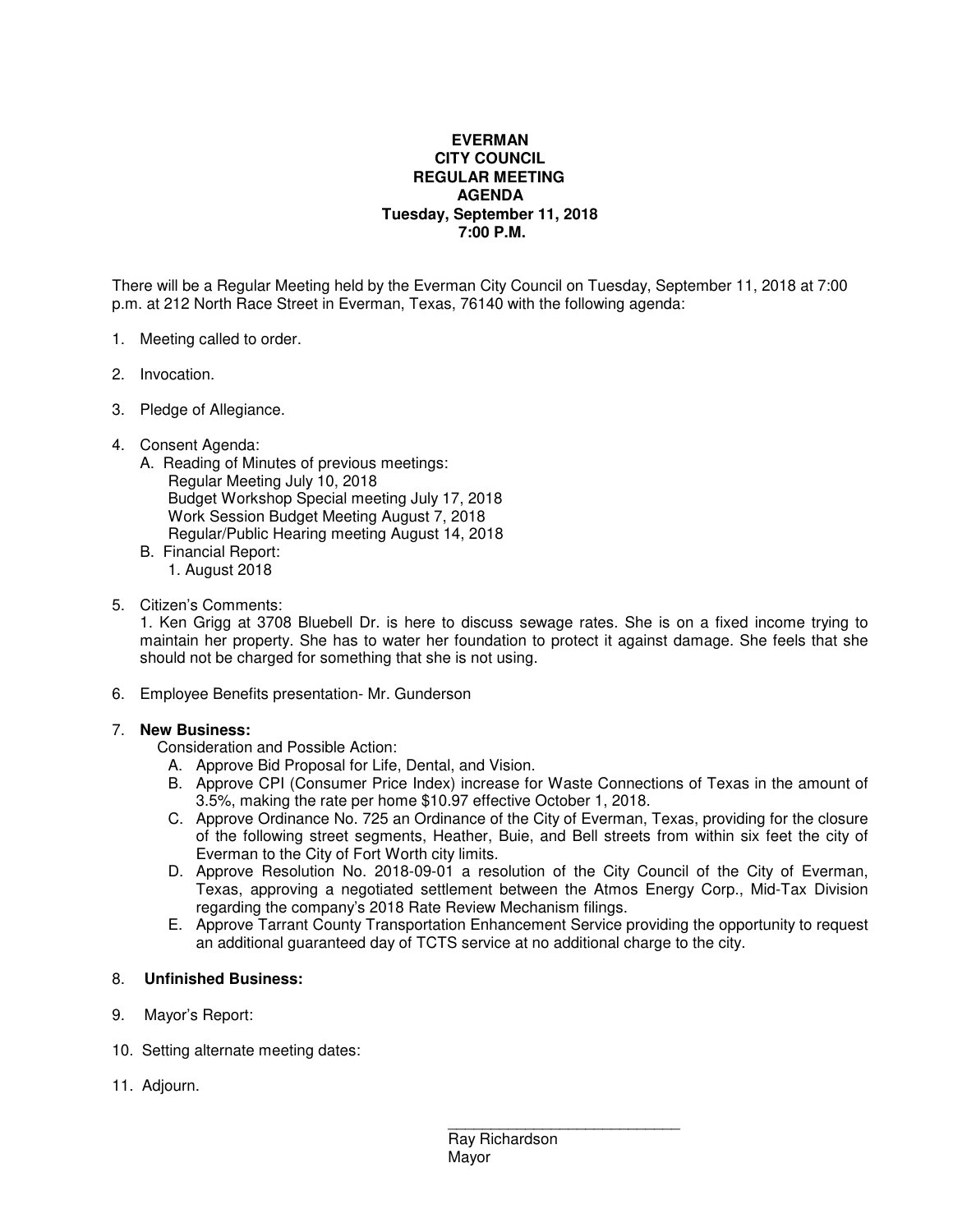**EVERMAN**
**CITY COUNCIL**
**REGULAR MEETING**
**AGENDA**
**Tuesday, September 11, 2018**
**7:00 P.M.**

There will be a Regular Meeting held by the Everman City Council on Tuesday, September 11, 2018 at 7:00 p.m. at 212 North Race Street in Everman, Texas, 76140 with the following agenda:

1. Meeting called to order.

2. Invocation.

3. Pledge of Allegiance.

4. Consent Agenda:
   A. Reading of Minutes of previous meetings:
      Regular Meeting July 10, 2018
      Budget Workshop Special meeting July 17, 2018
      Work Session Budget Meeting August 7, 2018
      Regular/Public Hearing meeting August 14, 2018
   B. Financial Report:
      1. August 2018

5. Citizen's Comments:
   1. Ken Grigg at 3708 Bluebell Dr. is here to discuss sewage rates. She is on a fixed income trying to maintain her property. She has to water her foundation to protect it against damage. She feels that she should not be charged for something that she is not using.

6. Employee Benefits presentation- Mr. Gunderson

7. **New Business:**
   Consideration and Possible Action:
   A. Approve Bid Proposal for Life, Dental, and Vision.
   B. Approve CPI (Consumer Price Index) increase for Waste Connections of Texas in the amount of 3.5%, making the rate per home $10.97 effective October 1, 2018.
   C. Approve Ordinance No. 725 an Ordinance of the City of Everman, Texas, providing for the closure of the following street segments, Heather, Buie, and Bell streets from within six feet the city of Everman to the City of Fort Worth city limits.
   D. Approve Resolution No. 2018-09-01 a resolution of the City Council of the City of Everman, Texas, approving a negotiated settlement between the Atmos Energy Corp., Mid-Tax Division regarding the company's 2018 Rate Review Mechanism filings.
   E. Approve Tarrant County Transportation Enhancement Service providing the opportunity to request an additional guaranteed day of TCTS service at no additional charge to the city.

8. **Unfinished Business:**

9. Mayor's Report:

10. Setting alternate meeting dates:

11. Adjourn.

\_\_\_\_\_\_\_\_\_\_\_\_\_\_\_\_\_\_\_\_\_\_\_\_\_\_\_\_\_
Ray Richardson
Mayor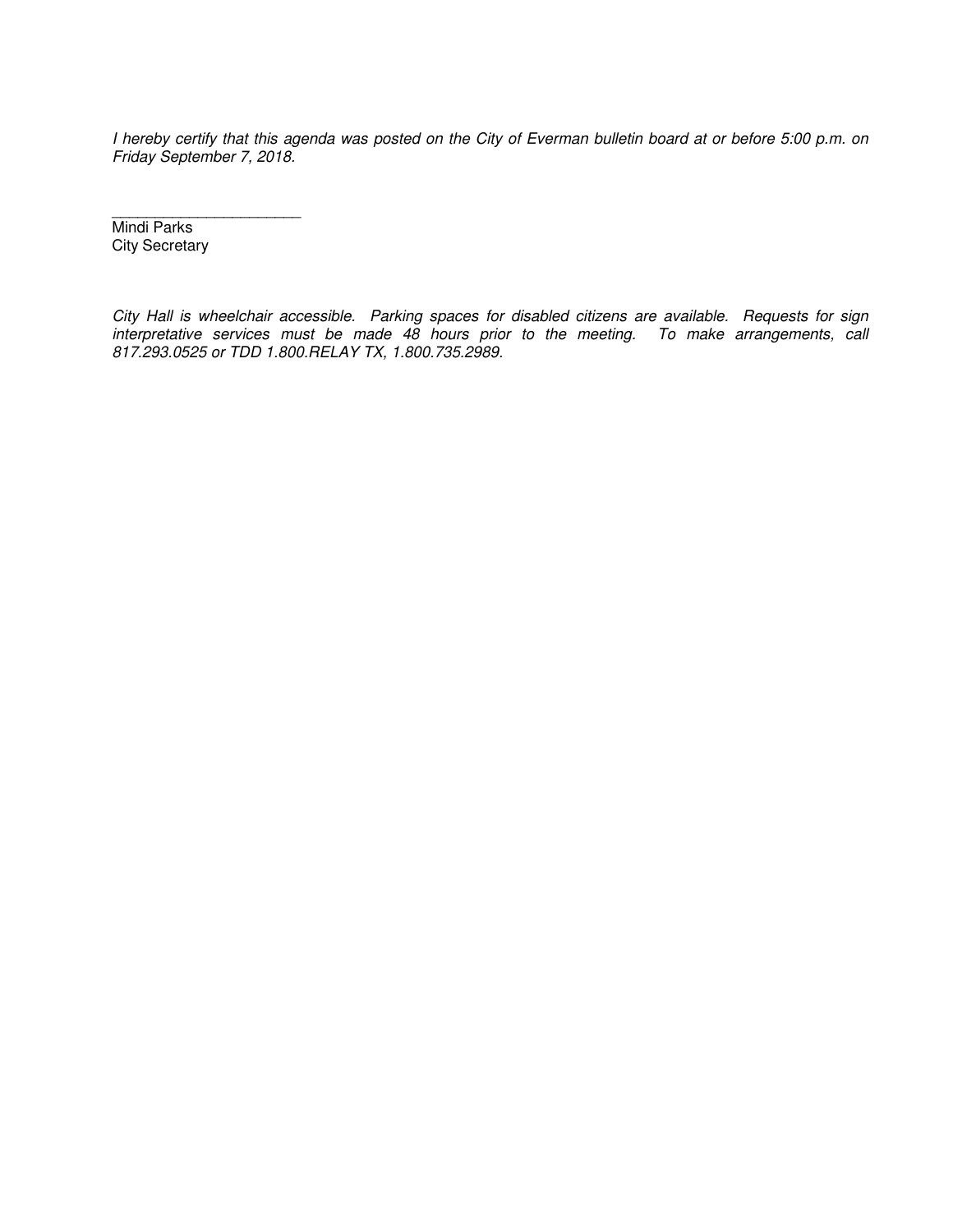*I hereby certify that this agenda was posted on the City of Everman bulletin board at or before 5:00 p.m. on Friday September 7, 2018.*

\_\_\_\_\_\_\_\_\_\_\_\_\_\_\_\_\_\_\_\_\_\_\_\_

Mindi Parks
City Secretary

*City Hall is wheelchair accessible. Parking spaces for disabled citizens are available. Requests for sign interpretative services must be made 48 hours prior to the meeting. To make arrangements, call 817.293.0525 or TDD 1.800.RELAY TX, 1.800.735.2989.*